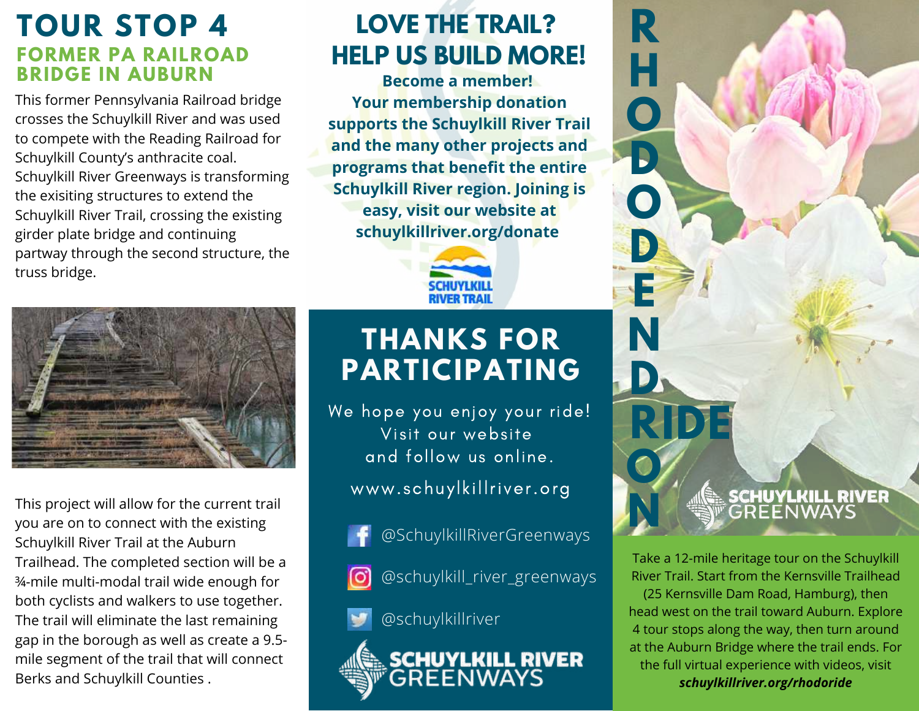# TOUR STOP 4

## FORMER PA RAILROAD BRIDGE IN AUBURN

This former Pennsylvania Railroad bridge crosses the Schuylkill River and was used to compete with the Reading Railroad for Schuylkill County's anthracite coal. Schuylkill River Greenways is transforming the exisiting structures to extend the Schuylkill River Trail, crossing the existing girder plate bridge and continuing partway through the second structure, the truss bridge.

This project will allow for the current trail you are on to connect with the existing Schuylkill River Trail at the Auburn Trailhead. The completed section will be a ¾-mile multi-modal trail wide enough for both cyclists and walkers to use together. The trail will eliminate the last remaining gap in the borough as well as create a 9.5-mile segment of the trail that will connect Berks and Schuylkill Counties .

# LOVE THE TRAIL? HELP US BUILD MORE!

**Become a member! Your membership donation supports the Schuylkill River Trail and the many other projects and programs that benefit the entire Schuylkill River region. Joining is easy, visit our website at schuylkillriver.org/donate**

SCHUYLKILL RIVER TRAIL

# THANKS FOR PARTICIPATING

We hope you enjoy your ride! Visit our website and follow us online.

www.schuylkillriver.org

@SchuylkillRiverGreenways

@schuylkill_river_greenways

@schuylkillriver

SCHUYLKILL RIVER GREENWAYS

# RHODODENDRON RIDE

SCHUYLKILL RIVER GREENWAYS

Take a 12-mile heritage tour on the Schuylkill River Trail. Start from the Kernsville Trailhead (25 Kernsville Dam Road, Hamburg), then head west on the trail toward Auburn. Explore 4 tour stops along the way, then turn around at the Auburn Bridge where the trail ends. For the full virtual experience with videos, visit ***schuylkillriver.org/rhodoride***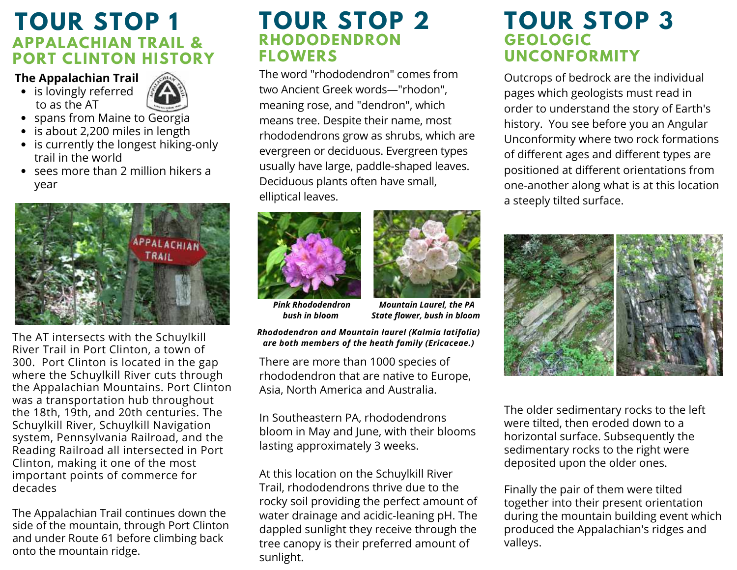# TOUR STOP 1

## APPALACHIAN TRAIL & PORT CLINTON HISTORY

**The Appalachian Trail**

- is lovingly referred to as the AT
- spans from Maine to Georgia
- is about 2,200 miles in length
- is currently the longest hiking-only trail in the world
- sees more than 2 million hikers a year

The AT intersects with the Schuylkill River Trail in Port Clinton, a town of 300. Port Clinton is located in the gap where the Schuylkill River cuts through the Appalachian Mountains. Port Clinton was a transportation hub throughout the 18th, 19th, and 20th centuries. The Schuylkill River, Schuylkill Navigation system, Pennsylvania Railroad, and the Reading Railroad all intersected in Port Clinton, making it one of the most important points of commerce for decades

The Appalachian Trail continues down the side of the mountain, through Port Clinton and under Route 61 before climbing back onto the mountain ridge.

# TOUR STOP 2

## RHODODENDRON FLOWERS

The word "rhododendron" comes from two Ancient Greek words—"rhodon", meaning rose, and "dendron", which means tree. Despite their name, most rhododendrons grow as shrubs, which are evergreen or deciduous. Evergreen types usually have large, paddle-shaped leaves. Deciduous plants often have small, elliptical leaves.

***Pink Rhododendron bush in bloom***

***Mountain Laurel, the PA State flower, bush in bloom***

***Rhododendron and Mountain laurel (Kalmia latifolia) are both members of the heath family (Ericaceae.)***

There are more than 1000 species of rhododendron that are native to Europe, Asia, North America and Australia.

In Southeastern PA, rhododendrons bloom in May and June, with their blooms lasting approximately 3 weeks.

At this location on the Schuylkill River Trail, rhododendrons thrive due to the rocky soil providing the perfect amount of water drainage and acidic-leaning pH. The dappled sunlight they receive through the tree canopy is their preferred amount of sunlight.

# TOUR STOP 3

## GEOLOGIC UNCONFORMITY

Outcrops of bedrock are the individual pages which geologists must read in order to understand the story of Earth's history. You see before you an Angular Unconformity where two rock formations of different ages and different types are positioned at different orientations from one-another along what is at this location a steeply tilted surface.

The older sedimentary rocks to the left were tilted, then eroded down to a horizontal surface. Subsequently the sedimentary rocks to the right were deposited upon the older ones.

Finally the pair of them were tilted together into their present orientation during the mountain building event which produced the Appalachian's ridges and valleys.